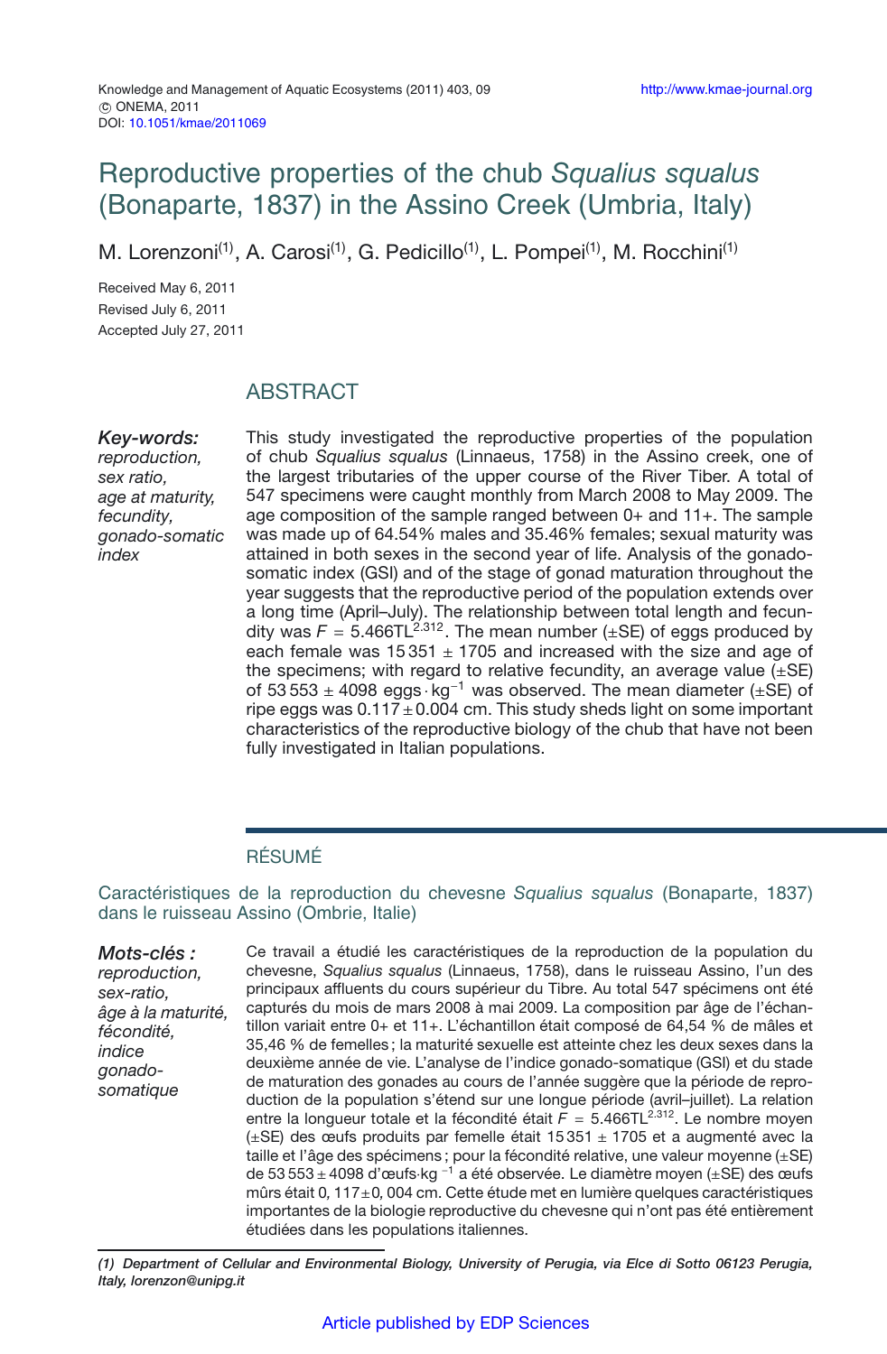Knowledge and Management of Aquatic Ecosystems (2011) 403, 09
© ONEMA, 2011
DOI: 10.1051/kmae/2011069

http://www.kmae-journal.org

# Reproductive properties of the chub *Squalius squalus* (Bonaparte, 1837) in the Assino Creek (Umbria, Italy)

M. Lorenzoni[(1)], A. Carosi[(1)], G. Pedicillo[(1)], L. Pompei[(1)], M. Rocchini[(1)]

Received May 6, 2011
Revised July 6, 2011
Accepted July 27, 2011

## ABSTRACT

***Key-words:*** *reproduction, sex ratio, age at maturity, fecundity, gonado-somatic index*

This study investigated the reproductive properties of the population of chub *Squalius squalus* (Linnaeus, 1758) in the Assino creek, one of the largest tributaries of the upper course of the River Tiber. A total of 547 specimens were caught monthly from March 2008 to May 2009. The age composition of the sample ranged between 0+ and 11+. The sample was made up of 64.54% males and 35.46% females; sexual maturity was attained in both sexes in the second year of life. Analysis of the gonado-somatic index (GSI) and of the stage of gonad maturation throughout the year suggests that the reproductive period of the population extends over a long time (April–July). The relationship between total length and fecundity was $F = 5.466\text{TL}^{2.312}$. The mean number (±SE) of eggs produced by each female was 15 351 ± 1705 and increased with the size and age of the specimens; with regard to relative fecundity, an average value (±SE) of 53 553 ± 4098 eggs $\cdot$ kg$^{-1}$ was observed. The mean diameter (±SE) of ripe eggs was 0.117 ± 0.004 cm. This study sheds light on some important characteristics of the reproductive biology of the chub that have not been fully investigated in Italian populations.

## RÉSUMÉ

### Caractéristiques de la reproduction du chevesne *Squalius squalus* (Bonaparte, 1837) dans le ruisseau Assino (Ombrie, Italie)

***Mots-clés :*** *reproduction, sex-ratio, âge à la maturité, fécondité, indice gonado-somatique*

Ce travail a étudié les caractéristiques de la reproduction de la population du chevesne, *Squalius squalus* (Linnaeus, 1758), dans le ruisseau Assino, l'un des principaux affluents du cours supérieur du Tibre. Au total 547 spécimens ont été capturés du mois de mars 2008 à mai 2009. La composition par âge de l'échantillon variait entre 0+ et 11+. L'échantillon était composé de 64,54 % de mâles et 35,46 % de femelles ; la maturité sexuelle est atteinte chez les deux sexes dans la deuxième année de vie. L'analyse de l'indice gonado-somatique (GSI) et du stade de maturation des gonades au cours de l'année suggère que la période de reproduction de la population s'étend sur une longue période (avril–juillet). La relation entre la longueur totale et la fécondité était $F = 5.466\text{TL}^{2.312}$. Le nombre moyen (±SE) des œufs produits par femelle était 15 351 ± 1705 et a augmenté avec la taille et l'âge des spécimens ; pour la fécondité relative, une valeur moyenne (±SE) de 53 553 ± 4098 d'œufs·kg $^{-1}$ a été observée. Le diamètre moyen (±SE) des œufs mûrs était 0, 117±0, 004 cm. Cette étude met en lumière quelques caractéristiques importantes de la biologie reproductive du chevesne qui n'ont pas été entièrement étudiées dans les populations italiennes.

*(1) Department of Cellular and Environmental Biology, University of Perugia, via Elce di Sotto 06123 Perugia, Italy, lorenzon@unipg.it*

Article published by EDP Sciences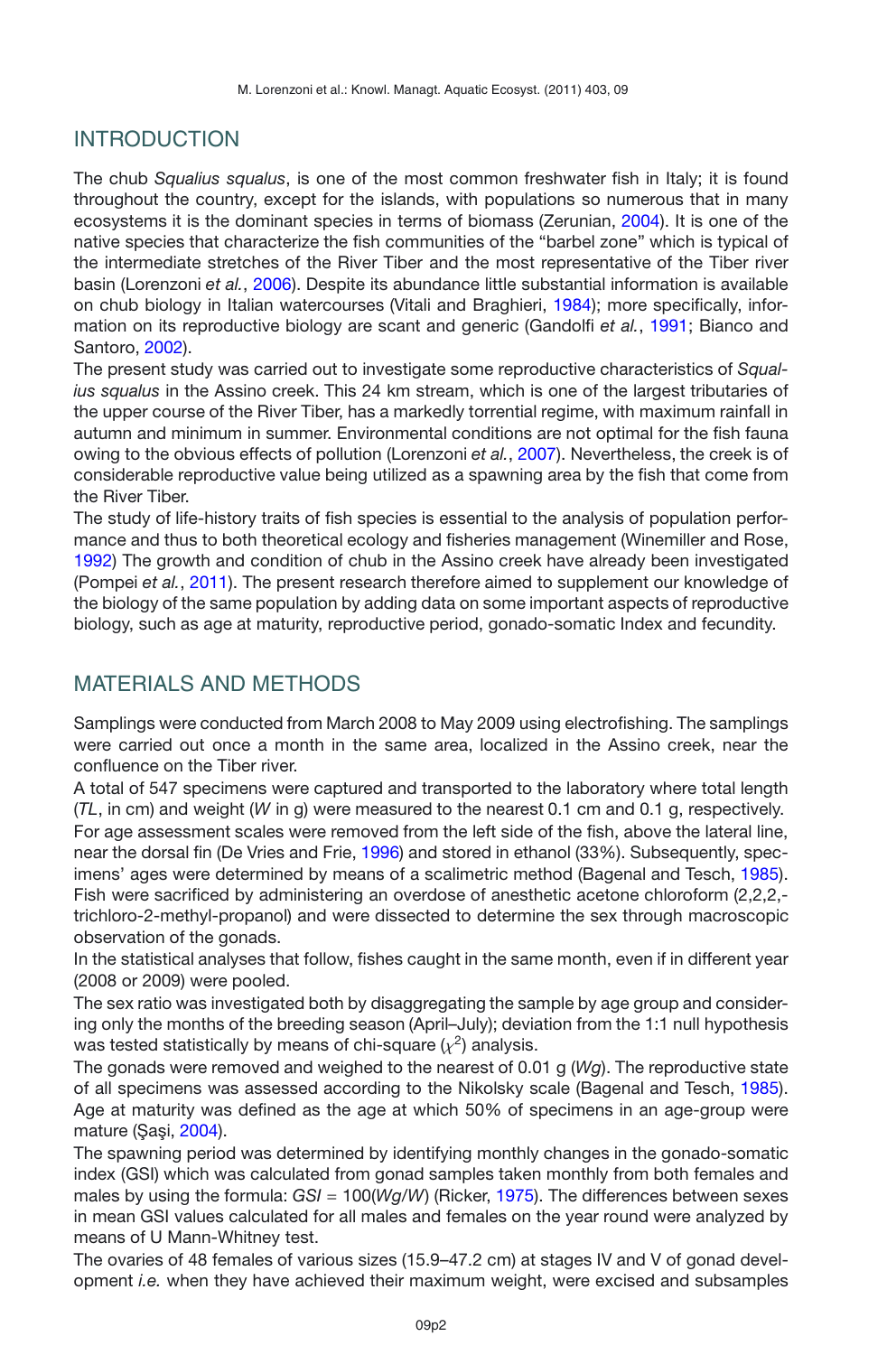## INTRODUCTION

The chub *Squalius squalus*, is one of the most common freshwater fish in Italy; it is found throughout the country, except for the islands, with populations so numerous that in many ecosystems it is the dominant species in terms of biomass (Zerunian, 2004). It is one of the native species that characterize the fish communities of the "barbel zone" which is typical of the intermediate stretches of the River Tiber and the most representative of the Tiber river basin (Lorenzoni *et al.*, 2006). Despite its abundance little substantial information is available on chub biology in Italian watercourses (Vitali and Braghieri, 1984); more specifically, information on its reproductive biology are scant and generic (Gandolfi *et al.*, 1991; Bianco and Santoro, 2002).

The present study was carried out to investigate some reproductive characteristics of *Squalius squalus* in the Assino creek. This 24 km stream, which is one of the largest tributaries of the upper course of the River Tiber, has a markedly torrential regime, with maximum rainfall in autumn and minimum in summer. Environmental conditions are not optimal for the fish fauna owing to the obvious effects of pollution (Lorenzoni *et al.*, 2007). Nevertheless, the creek is of considerable reproductive value being utilized as a spawning area by the fish that come from the River Tiber.

The study of life-history traits of fish species is essential to the analysis of population performance and thus to both theoretical ecology and fisheries management (Winemiller and Rose, 1992) The growth and condition of chub in the Assino creek have already been investigated (Pompei *et al.*, 2011). The present research therefore aimed to supplement our knowledge of the biology of the same population by adding data on some important aspects of reproductive biology, such as age at maturity, reproductive period, gonado-somatic Index and fecundity.

## MATERIALS AND METHODS

Samplings were conducted from March 2008 to May 2009 using electrofishing. The samplings were carried out once a month in the same area, localized in the Assino creek, near the confluence on the Tiber river.

A total of 547 specimens were captured and transported to the laboratory where total length (*TL*, in cm) and weight (*W* in g) were measured to the nearest 0.1 cm and 0.1 g, respectively. For age assessment scales were removed from the left side of the fish, above the lateral line, near the dorsal fin (De Vries and Frie, 1996) and stored in ethanol (33%). Subsequently, specimens' ages were determined by means of a scalimetric method (Bagenal and Tesch, 1985). Fish were sacrificed by administering an overdose of anesthetic acetone chloroform (2,2,2,-trichloro-2-methyl-propanol) and were dissected to determine the sex through macroscopic observation of the gonads.

In the statistical analyses that follow, fishes caught in the same month, even if in different year (2008 or 2009) were pooled.

The sex ratio was investigated both by disaggregating the sample by age group and considering only the months of the breeding season (April–July); deviation from the 1:1 null hypothesis was tested statistically by means of chi-square ($\chi^2$) analysis.

The gonads were removed and weighed to the nearest of 0.01 g (*Wg*). The reproductive state of all specimens was assessed according to the Nikolsky scale (Bagenal and Tesch, 1985). Age at maturity was defined as the age at which 50% of specimens in an age-group were mature (Şaşi, 2004).

The spawning period was determined by identifying monthly changes in the gonado-somatic index (GSI) which was calculated from gonad samples taken monthly from both females and males by using the formula: $GSI = 100(Wg/W)$ (Ricker, 1975). The differences between sexes in mean GSI values calculated for all males and females on the year round were analyzed by means of U Mann-Whitney test.

The ovaries of 48 females of various sizes (15.9–47.2 cm) at stages IV and V of gonad development *i.e.* when they have achieved their maximum weight, were excised and subsamples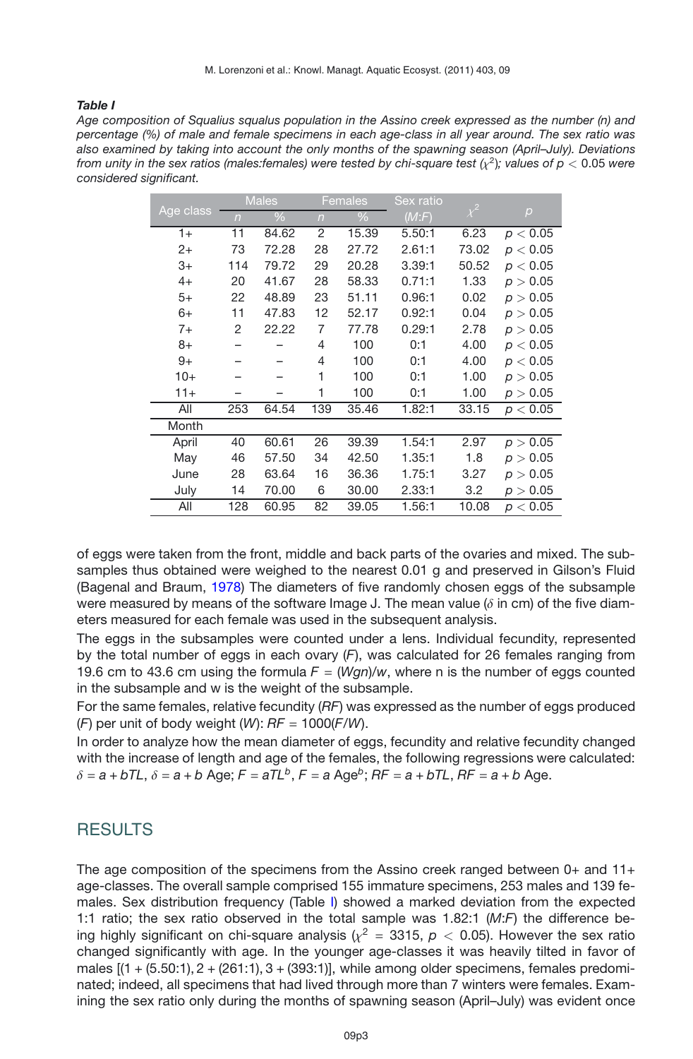***Table I***

*Age composition of Squalius squalus population in the Assino creek expressed as the number (n) and percentage (%) of male and female specimens in each age-class in all year around. The sex ratio was also examined by taking into account the only months of the spawning season (April–July). Deviations from unity in the sex ratios (males:females) were tested by chi-square test ($\chi^2$); values of $p < 0.05$ were considered significant.*

| Age class | Males | | Females | | Sex ratio | $\chi^2$ | $p$ |
|---|---|---|---|---|---|---|---|
| | $n$ | % | $n$ | % | ($M$:$F$) | | |
| 1+ | 11 | 84.62 | 2 | 15.39 | 5.50:1 | 6.23 | $p < 0.05$ |
| 2+ | 73 | 72.28 | 28 | 27.72 | 2.61:1 | 73.02 | $p < 0.05$ |
| 3+ | 114 | 79.72 | 29 | 20.28 | 3.39:1 | 50.52 | $p < 0.05$ |
| 4+ | 20 | 41.67 | 28 | 58.33 | 0.71:1 | 1.33 | $p > 0.05$ |
| 5+ | 22 | 48.89 | 23 | 51.11 | 0.96:1 | 0.02 | $p > 0.05$ |
| 6+ | 11 | 47.83 | 12 | 52.17 | 0.92:1 | 0.04 | $p > 0.05$ |
| 7+ | 2 | 22.22 | 7 | 77.78 | 0.29:1 | 2.78 | $p > 0.05$ |
| 8+ | – | – | 4 | 100 | 0:1 | 4.00 | $p < 0.05$ |
| 9+ | – | – | 4 | 100 | 0:1 | 4.00 | $p < 0.05$ |
| 10+ | – | – | 1 | 100 | 0:1 | 1.00 | $p > 0.05$ |
| 11+ | – | – | 1 | 100 | 0:1 | 1.00 | $p > 0.05$ |
| All | 253 | 64.54 | 139 | 35.46 | 1.82:1 | 33.15 | $p < 0.05$ |
| Month | | | | | | | |
| April | 40 | 60.61 | 26 | 39.39 | 1.54:1 | 2.97 | $p > 0.05$ |
| May | 46 | 57.50 | 34 | 42.50 | 1.35:1 | 1.8 | $p > 0.05$ |
| June | 28 | 63.64 | 16 | 36.36 | 1.75:1 | 3.27 | $p > 0.05$ |
| July | 14 | 70.00 | 6 | 30.00 | 2.33:1 | 3.2 | $p > 0.05$ |
| All | 128 | 60.95 | 82 | 39.05 | 1.56:1 | 10.08 | $p < 0.05$ |

of eggs were taken from the front, middle and back parts of the ovaries and mixed. The subsamples thus obtained were weighed to the nearest 0.01 g and preserved in Gilson's Fluid (Bagenal and Braum, 1978) The diameters of five randomly chosen eggs of the subsample were measured by means of the software Image J. The mean value ($\delta$ in cm) of the five diameters measured for each female was used in the subsequent analysis.

The eggs in the subsamples were counted under a lens. Individual fecundity, represented by the total number of eggs in each ovary ($F$), was calculated for 26 females ranging from 19.6 cm to 43.6 cm using the formula $F = (Wgn)/w$, where n is the number of eggs counted in the subsample and w is the weight of the subsample.

For the same females, relative fecundity ($RF$) was expressed as the number of eggs produced ($F$) per unit of body weight ($W$): $RF = 1000(F/W)$.

In order to analyze how the mean diameter of eggs, fecundity and relative fecundity changed with the increase of length and age of the females, the following regressions were calculated: $\delta = a + bTL$, $\delta = a + b$ Age; $F = aTL^b$, $F = a$ Age$^b$; $RF = a + bTL$, $RF = a + b$ Age.

## RESULTS

The age composition of the specimens from the Assino creek ranged between 0+ and 11+ age-classes. The overall sample comprised 155 immature specimens, 253 males and 139 females. Sex distribution frequency (Table I) showed a marked deviation from the expected 1:1 ratio; the sex ratio observed in the total sample was 1.82:1 ($M$:$F$) the difference being highly significant on chi-square analysis ($\chi^2 = 3315$, $p < 0.05$). However the sex ratio changed significantly with age. In the younger age-classes it was heavily tilted in favor of males [(1 + (5.50:1), 2 + (261:1), 3 + (393:1)], while among older specimens, females predominated; indeed, all specimens that had lived through more than 7 winters were females. Examining the sex ratio only during the months of spawning season (April–July) was evident once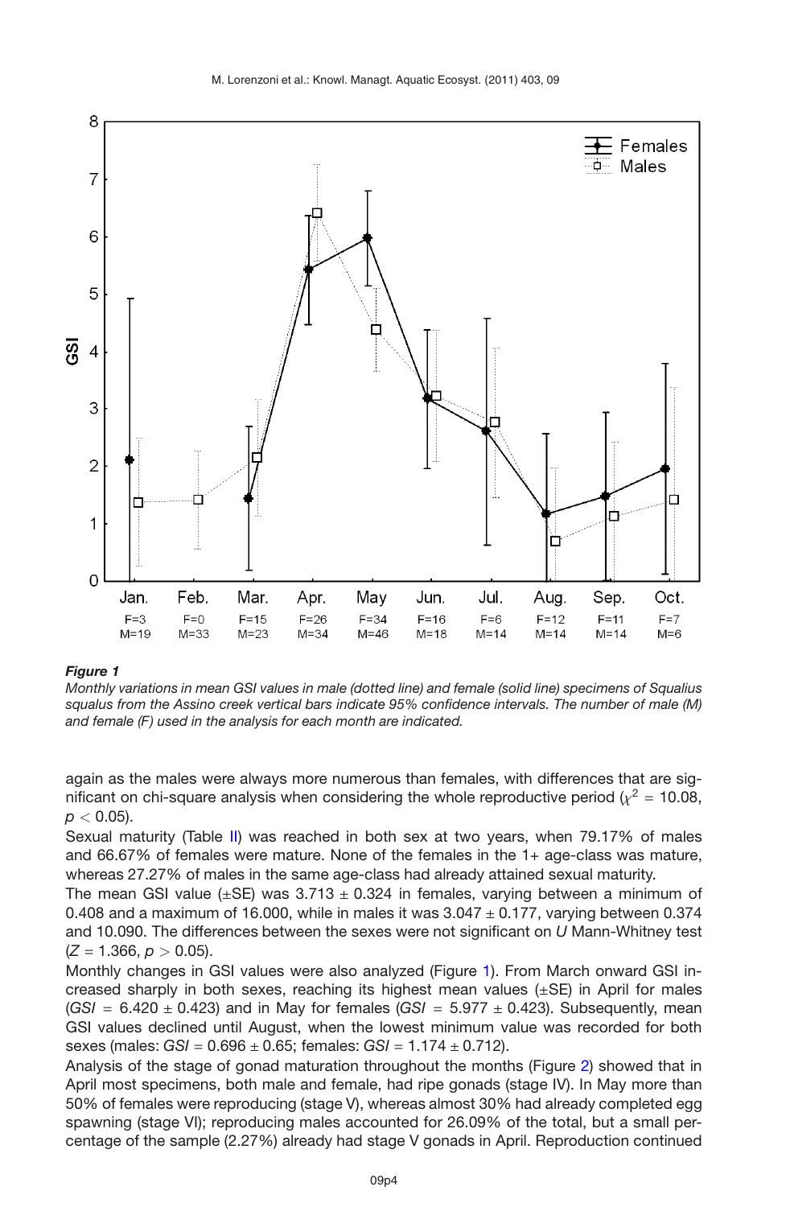*Figure 1*

*Monthly variations in mean GSI values in male (dotted line) and female (solid line) specimens of Squalius squalus from the Assino creek vertical bars indicate 95% confidence intervals. The number of male (M) and female (F) used in the analysis for each month are indicated.*

again as the males were always more numerous than females, with differences that are significant on chi-square analysis when considering the whole reproductive period ($\chi^2 = 10.08$, $p < 0.05$).

Sexual maturity (Table II) was reached in both sex at two years, when 79.17% of males and 66.67% of females were mature. None of the females in the 1+ age-class was mature, whereas 27.27% of males in the same age-class had already attained sexual maturity.

The mean GSI value (±SE) was 3.713 ± 0.324 in females, varying between a minimum of 0.408 and a maximum of 16.000, while in males it was 3.047 ± 0.177, varying between 0.374 and 10.090. The differences between the sexes were not significant on *U* Mann-Whitney test ($Z = 1.366$, $p > 0.05$).

Monthly changes in GSI values were also analyzed (Figure 1). From March onward GSI increased sharply in both sexes, reaching its highest mean values (±SE) in April for males (*GSI* = 6.420 ± 0.423) and in May for females (*GSI* = 5.977 ± 0.423). Subsequently, mean GSI values declined until August, when the lowest minimum value was recorded for both sexes (males: *GSI* = 0.696 ± 0.65; females: *GSI* = 1.174 ± 0.712).

Analysis of the stage of gonad maturation throughout the months (Figure 2) showed that in April most specimens, both male and female, had ripe gonads (stage IV). In May more than 50% of females were reproducing (stage V), whereas almost 30% had already completed egg spawning (stage VI); reproducing males accounted for 26.09% of the total, but a small percentage of the sample (2.27%) already had stage V gonads in April. Reproduction continued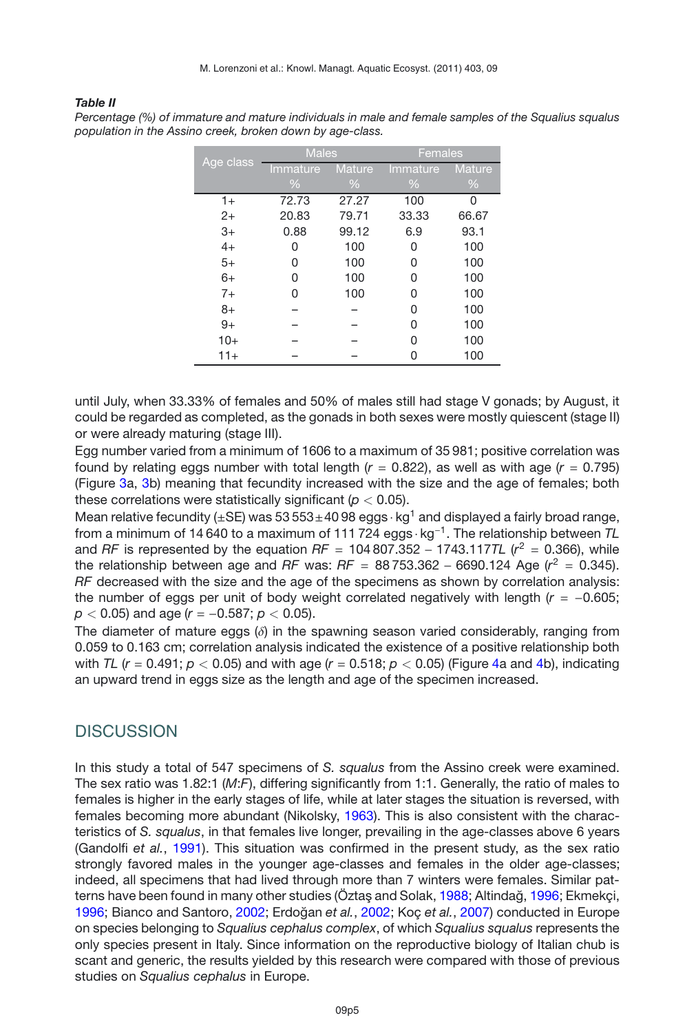***Table II***

*Percentage (%) of immature and mature individuals in male and female samples of the Squalius squalus population in the Assino creek, broken down by age-class.*

| Age class | Males | | Females | |
|---|---|---|---|---|
| | Immature % | Mature % | Immature % | Mature % |
| 1+ | 72.73 | 27.27 | 100 | 0 |
| 2+ | 20.83 | 79.71 | 33.33 | 66.67 |
| 3+ | 0.88 | 99.12 | 6.9 | 93.1 |
| 4+ | 0 | 100 | 0 | 100 |
| 5+ | 0 | 100 | 0 | 100 |
| 6+ | 0 | 100 | 0 | 100 |
| 7+ | 0 | 100 | 0 | 100 |
| 8+ | – | – | 0 | 100 |
| 9+ | – | – | 0 | 100 |
| 10+ | – | – | 0 | 100 |
| 11+ | – | – | 0 | 100 |

until July, when 33.33% of females and 50% of males still had stage V gonads; by August, it could be regarded as completed, as the gonads in both sexes were mostly quiescent (stage II) or were already maturing (stage III).

Egg number varied from a minimum of 1606 to a maximum of 35 981; positive correlation was found by relating eggs number with total length ($r = 0.822$), as well as with age ($r = 0.795$) (Figure 3a, 3b) meaning that fecundity increased with the size and the age of females; both these correlations were statistically significant ($p < 0.05$).

Mean relative fecundity (±SE) was 53 553 ± 40 98 eggs · kg[1] and displayed a fairly broad range, from a minimum of 14 640 to a maximum of 111 724 eggs · $kg^{-1}$. The relationship between *TL* and *RF* is represented by the equation $RF = 104\,807.352 - 1743.117TL$ ($r^2 = 0.366$), while the relationship between age and *RF* was: $RF = 88\,753.362 - 6690.124$ Age ($r^2 = 0.345$). *RF* decreased with the size and the age of the specimens as shown by correlation analysis: the number of eggs per unit of body weight correlated negatively with length ($r = -0.605$; $p < 0.05$) and age ($r = -0.587$; $p < 0.05$).

The diameter of mature eggs ($\delta$) in the spawning season varied considerably, ranging from 0.059 to 0.163 cm; correlation analysis indicated the existence of a positive relationship both with *TL* ($r = 0.491$; $p < 0.05$) and with age ($r = 0.518$; $p < 0.05$) (Figure 4a and 4b), indicating an upward trend in eggs size as the length and age of the specimen increased.

## DISCUSSION

In this study a total of 547 specimens of *S. squalus* from the Assino creek were examined. The sex ratio was 1.82:1 (*M*:*F*), differing significantly from 1:1. Generally, the ratio of males to females is higher in the early stages of life, while at later stages the situation is reversed, with females becoming more abundant (Nikolsky, 1963). This is also consistent with the characteristics of *S. squalus*, in that females live longer, prevailing in the age-classes above 6 years (Gandolfi *et al.*, 1991). This situation was confirmed in the present study, as the sex ratio strongly favored males in the younger age-classes and females in the older age-classes; indeed, all specimens that had lived through more than 7 winters were females. Similar patterns have been found in many other studies (Öztaş and Solak, 1988; Altindağ, 1996; Ekmekçi, 1996; Bianco and Santoro, 2002; Erdoğan *et al.*, 2002; Koç *et al.*, 2007) conducted in Europe on species belonging to *Squalius cephalus complex*, of which *Squalius squalus* represents the only species present in Italy. Since information on the reproductive biology of Italian chub is scant and generic, the results yielded by this research were compared with those of previous studies on *Squalius cephalus* in Europe.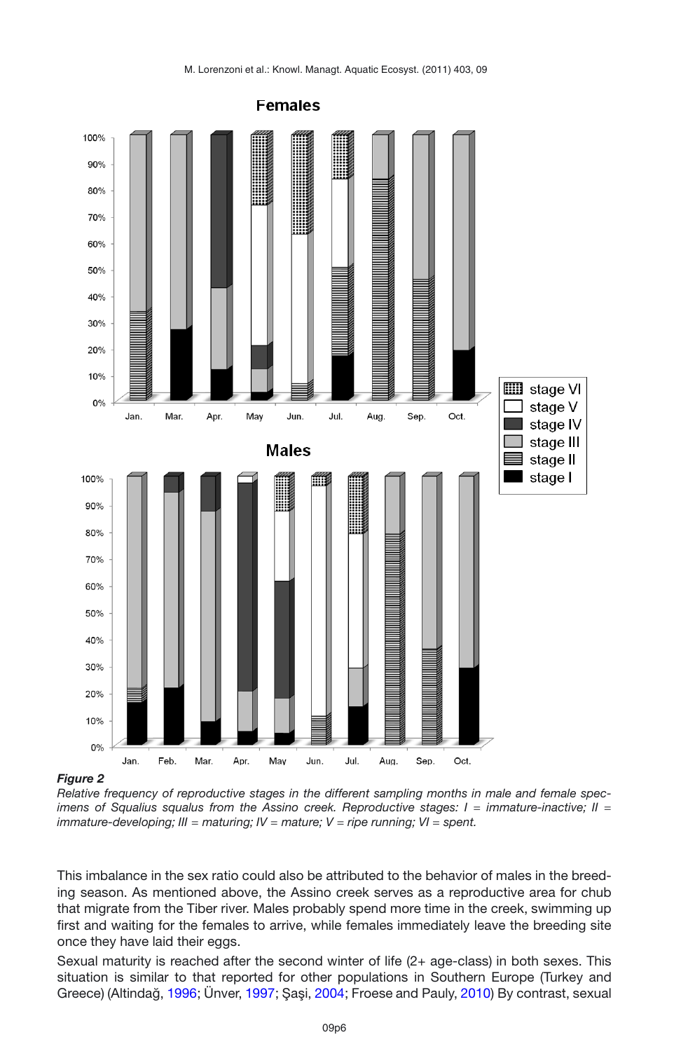***Figure 2***

*Relative frequency of reproductive stages in the different sampling months in male and female specimens of Squalius squalus from the Assino creek. Reproductive stages: I = immature-inactive; II = immature-developing; III = maturing; IV = mature; V = ripe running; VI = spent.*

This imbalance in the sex ratio could also be attributed to the behavior of males in the breeding season. As mentioned above, the Assino creek serves as a reproductive area for chub that migrate from the Tiber river. Males probably spend more time in the creek, swimming up first and waiting for the females to arrive, while females immediately leave the breeding site once they have laid their eggs.

Sexual maturity is reached after the second winter of life (2+ age-class) in both sexes. This situation is similar to that reported for other populations in Southern Europe (Turkey and Greece) (Altindağ, 1996; Ünver, 1997; Şaşi, 2004; Froese and Pauly, 2010) By contrast, sexual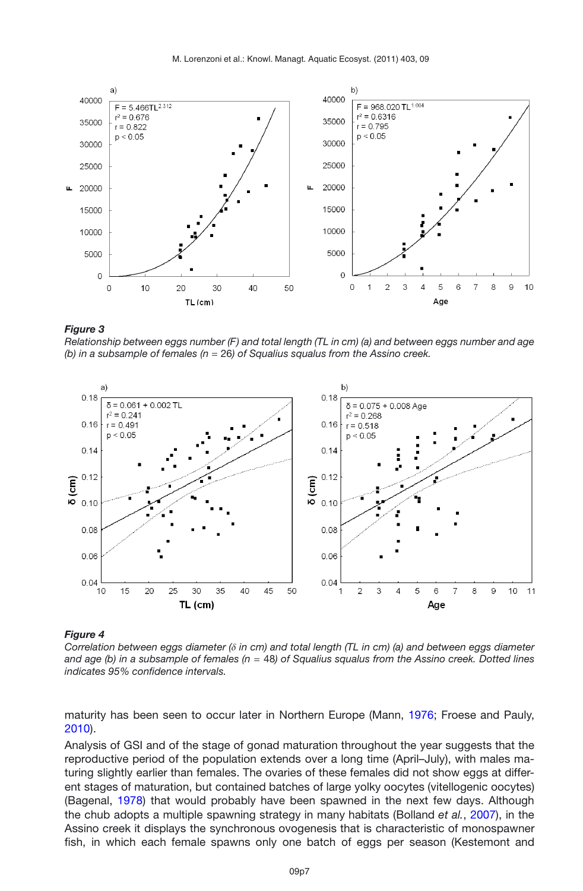*Figure 3*
*Relationship between eggs number (F) and total length (TL in cm) (a) and between eggs number and age (b) in a subsample of females (n = 26) of Squalius squalus from the Assino creek.*

*Figure 4*
*Correlation between eggs diameter (δ in cm) and total length (TL in cm) (a) and between eggs diameter and age (b) in a subsample of females (n = 48) of Squalius squalus from the Assino creek. Dotted lines indicates 95% confidence intervals.*

maturity has been seen to occur later in Northern Europe (Mann, 1976; Froese and Pauly, 2010).

Analysis of GSI and of the stage of gonad maturation throughout the year suggests that the reproductive period of the population extends over a long time (April–July), with males maturing slightly earlier than females. The ovaries of these females did not show eggs at different stages of maturation, but contained batches of large yolky oocytes (vitellogenic oocytes) (Bagenal, 1978) that would probably have been spawned in the next few days. Although the chub adopts a multiple spawning strategy in many habitats (Bolland *et al.*, 2007), in the Assino creek it displays the synchronous ovogenesis that is characteristic of monospawner fish, in which each female spawns only one batch of eggs per season (Kestemont and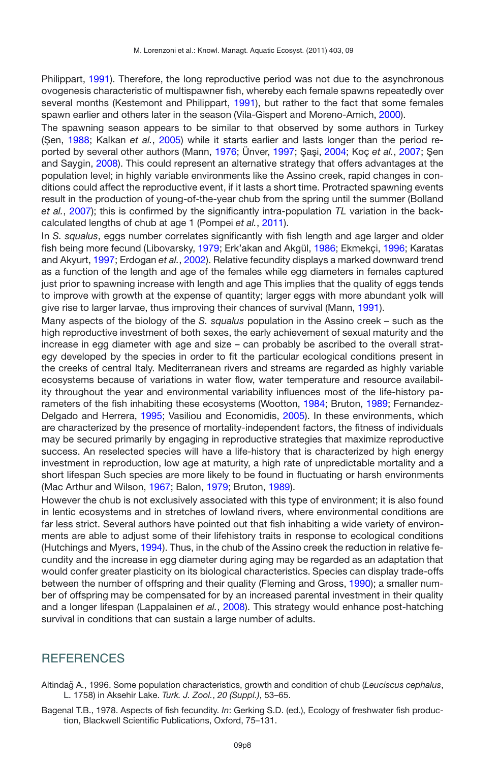Philippart, 1991). Therefore, the long reproductive period was not due to the asynchronous ovogenesis characteristic of multispawner fish, whereby each female spawns repeatedly over several months (Kestemont and Philippart, 1991), but rather to the fact that some females spawn earlier and others later in the season (Vila-Gispert and Moreno-Amich, 2000).

The spawning season appears to be similar to that observed by some authors in Turkey (Şen, 1988; Kalkan *et al.*, 2005) while it starts earlier and lasts longer than the period reported by several other authors (Mann, 1976; Ünver, 1997; Şaşi, 2004; Koç *et al.*, 2007; Şen and Saygin, 2008). This could represent an alternative strategy that offers advantages at the population level; in highly variable environments like the Assino creek, rapid changes in conditions could affect the reproductive event, if it lasts a short time. Protracted spawning events result in the production of young-of-the-year chub from the spring until the summer (Bolland *et al.*, 2007); this is confirmed by the significantly intra-population *TL* variation in the back-calculated lengths of chub at age 1 (Pompei *et al.*, 2011).

In *S. squalus*, eggs number correlates significantly with fish length and age larger and older fish being more fecund (Libovarsky, 1979; Erk'akan and Akgül, 1986; Ekmekçi, 1996; Karatas and Akyurt, 1997; Erdogan *et al.*, 2002). Relative fecundity displays a marked downward trend as a function of the length and age of the females while egg diameters in females captured just prior to spawning increase with length and age This implies that the quality of eggs tends to improve with growth at the expense of quantity; larger eggs with more abundant yolk will give rise to larger larvae, thus improving their chances of survival (Mann, 1991).

Many aspects of the biology of the *S. squalus* population in the Assino creek – such as the high reproductive investment of both sexes, the early achievement of sexual maturity and the increase in egg diameter with age and size – can probably be ascribed to the overall strategy developed by the species in order to fit the particular ecological conditions present in the creeks of central Italy. Mediterranean rivers and streams are regarded as highly variable ecosystems because of variations in water flow, water temperature and resource availability throughout the year and environmental variability influences most of the life-history parameters of the fish inhabiting these ecosystems (Wootton, 1984; Bruton, 1989; Fernandez-Delgado and Herrera, 1995; Vasiliou and Economidis, 2005). In these environments, which are characterized by the presence of mortality-independent factors, the fitness of individuals may be secured primarily by engaging in reproductive strategies that maximize reproductive success. An reselected species will have a life-history that is characterized by high energy investment in reproduction, low age at maturity, a high rate of unpredictable mortality and a short lifespan Such species are more likely to be found in fluctuating or harsh environments (Mac Arthur and Wilson, 1967; Balon, 1979; Bruton, 1989).

However the chub is not exclusively associated with this type of environment; it is also found in lentic ecosystems and in stretches of lowland rivers, where environmental conditions are far less strict. Several authors have pointed out that fish inhabiting a wide variety of environments are able to adjust some of their lifehistory traits in response to ecological conditions (Hutchings and Myers, 1994). Thus, in the chub of the Assino creek the reduction in relative fecundity and the increase in egg diameter during aging may be regarded as an adaptation that would confer greater plasticity on its biological characteristics. Species can display trade-offs between the number of offspring and their quality (Fleming and Gross, 1990); a smaller number of offspring may be compensated for by an increased parental investment in their quality and a longer lifespan (Lappalainen *et al.*, 2008). This strategy would enhance post-hatching survival in conditions that can sustain a large number of adults.

## REFERENCES

Altindağ A., 1996. Some population characteristics, growth and condition of chub (*Leuciscus cephalus*, L. 1758) in Aksehir Lake. *Turk. J. Zool.*, *20 (Suppl.)*, 53–65.

Bagenal T.B., 1978. Aspects of fish fecundity. *In*: Gerking S.D. (ed.), Ecology of freshwater fish production, Blackwell Scientific Publications, Oxford, 75–131.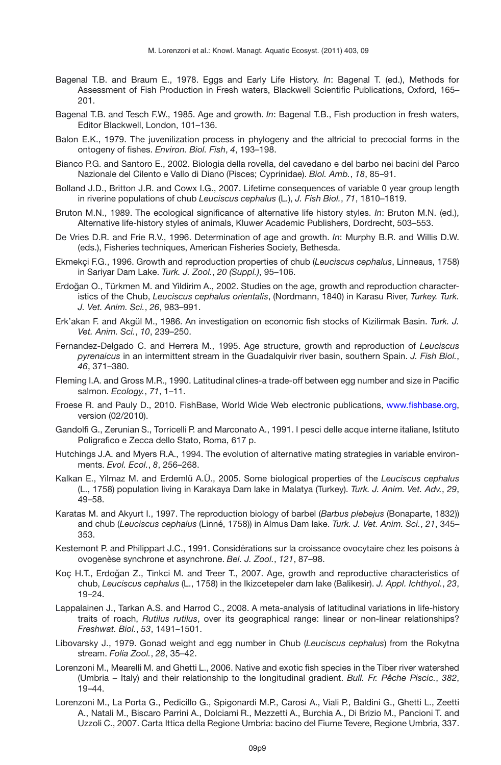Bagenal T.B. and Braum E., 1978. Eggs and Early Life History. *In*: Bagenal T. (ed.), Methods for Assessment of Fish Production in Fresh waters, Blackwell Scientific Publications, Oxford, 165–201.

Bagenal T.B. and Tesch F.W., 1985. Age and growth. *In*: Bagenal T.B., Fish production in fresh waters, Editor Blackwell, London, 101–136.

Balon E.K., 1979. The juvenilization process in phylogeny and the altricial to precocial forms in the ontogeny of fishes. *Environ. Biol. Fish*, *4*, 193–198.

Bianco P.G. and Santoro E., 2002. Biologia della rovella, del cavedano e del barbo nei bacini del Parco Nazionale del Cilento e Vallo di Diano (Pisces; Cyprinidae). *Biol. Amb.*, *18*, 85–91.

Bolland J.D., Britton J.R. and Cowx I.G., 2007. Lifetime consequences of variable 0 year group length in riverine populations of chub *Leuciscus cephalus* (L.), *J. Fish Biol.*, *71*, 1810–1819.

Bruton M.N., 1989. The ecological significance of alternative life history styles. *In*: Bruton M.N. (ed.), Alternative life-history styles of animals, Kluwer Academic Publishers, Dordrecht, 503–553.

De Vries D.R. and Frie R.V., 1996. Determination of age and growth. *In*: Murphy B.R. and Willis D.W. (eds.), Fisheries techniques, American Fisheries Society, Bethesda.

Ekmekçi F.G., 1996. Growth and reproduction properties of chub (*Leuciscus cephalus*, Linneaus, 1758) in Sariyar Dam Lake. *Turk. J. Zool.*, *20 (Suppl.)*, 95–106.

Erdoğan O., Türkmen M. and Yildirim A., 2002. Studies on the age, growth and reproduction characteristics of the Chub, *Leuciscus cephalus orientalis*, (Nordmann, 1840) in Karasu River, *Turkey. Turk. J. Vet. Anim. Sci.*, *26*, 983–991.

Erk'akan F. and Akgül M., 1986. An investigation on economic fish stocks of Kizilirmak Basin. *Turk. J. Vet. Anim. Sci.*, *10*, 239–250.

Fernandez-Delgado C. and Herrera M., 1995. Age structure, growth and reproduction of *Leuciscus pyrenaicus* in an intermittent stream in the Guadalquivir river basin, southern Spain. *J. Fish Biol.*, *46*, 371–380.

Fleming I.A. and Gross M.R., 1990. Latitudinal clines-a trade-off between egg number and size in Pacific salmon. *Ecology.*, *71*, 1–11.

Froese R. and Pauly D., 2010. FishBase, World Wide Web electronic publications, www.fishbase.org, version (02/2010).

Gandolfi G., Zerunian S., Torricelli P. and Marconato A., 1991. I pesci delle acque interne italiane, Istituto Poligrafico e Zecca dello Stato, Roma, 617 p.

Hutchings J.A. and Myers R.A., 1994. The evolution of alternative mating strategies in variable environments. *Evol. Ecol.*, *8*, 256–268.

Kalkan E., Yilmaz M. and Erdemlü A.Ü., 2005. Some biological properties of the *Leuciscus cephalus* (L., 1758) population living in Karakaya Dam lake in Malatya (Turkey). *Turk. J. Anim. Vet. Adv.*, *29*, 49–58.

Karatas M. and Akyurt I., 1997. The reproduction biology of barbel (*Barbus plebejus* (Bonaparte, 1832)) and chub (*Leuciscus cephalus* (Linné, 1758)) in Almus Dam lake. *Turk. J. Vet. Anim. Sci.*, *21*, 345–353.

Kestemont P. and Philippart J.C., 1991. Considérations sur la croissance ovocytaire chez les poisons à ovogenèse synchrone et asynchrone. *Bel. J. Zool.*, *121*, 87–98.

Koç H.T., Erdoğan Z., Tinkci M. and Treer T., 2007. Age, growth and reproductive characteristics of chub, *Leuciscus cephalus* (L., 1758) in the Ikizcetepeler dam lake (Balikesir). *J. Appl. Ichthyol.*, *23*, 19–24.

Lappalainen J., Tarkan A.S. and Harrod C., 2008. A meta-analysis of latitudinal variations in life-history traits of roach, *Rutilus rutilus*, over its geographical range: linear or non-linear relationships? *Freshwat. Biol.*, *53*, 1491–1501.

Libovarsky J., 1979. Gonad weight and egg number in Chub (*Leuciscus cephalus*) from the Rokytna stream. *Folia Zool.*, *28*, 35–42.

Lorenzoni M., Mearelli M. and Ghetti L., 2006. Native and exotic fish species in the Tiber river watershed (Umbria – Italy) and their relationship to the longitudinal gradient. *Bull. Fr. Pêche Piscic.*, *382*, 19–44.

Lorenzoni M., La Porta G., Pedicillo G., Spigonardi M.P., Carosi A., Viali P., Baldini G., Ghetti L., Zeetti A., Natali M., Biscaro Parrini A., Dolciami R., Mezzetti A., Burchia A., Di Brizio M., Pancioni T. and Uzzoli C., 2007. Carta Ittica della Regione Umbria: bacino del Fiume Tevere, Regione Umbria, 337.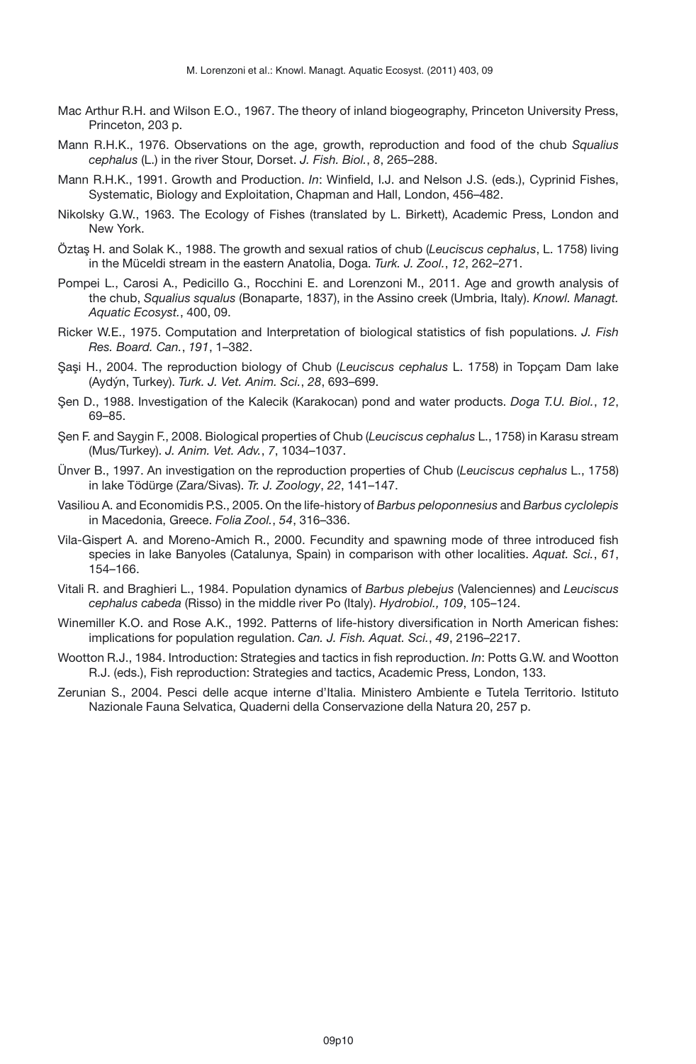Mac Arthur R.H. and Wilson E.O., 1967. The theory of inland biogeography, Princeton University Press, Princeton, 203 p.

Mann R.H.K., 1976. Observations on the age, growth, reproduction and food of the chub *Squalius cephalus* (L.) in the river Stour, Dorset. *J. Fish. Biol.*, *8*, 265–288.

Mann R.H.K., 1991. Growth and Production. *In*: Winfield, I.J. and Nelson J.S. (eds.), Cyprinid Fishes, Systematic, Biology and Exploitation, Chapman and Hall, London, 456–482.

Nikolsky G.W., 1963. The Ecology of Fishes (translated by L. Birkett), Academic Press, London and New York.

Öztaş H. and Solak K., 1988. The growth and sexual ratios of chub (*Leuciscus cephalus*, L. 1758) living in the Müceldi stream in the eastern Anatolia, Doga. *Turk. J. Zool.*, *12*, 262–271.

Pompei L., Carosi A., Pedicillo G., Rocchini E. and Lorenzoni M., 2011. Age and growth analysis of the chub, *Squalius squalus* (Bonaparte, 1837), in the Assino creek (Umbria, Italy). *Knowl. Managt. Aquatic Ecosyst.*, 400, 09.

Ricker W.E., 1975. Computation and Interpretation of biological statistics of fish populations. *J. Fish Res. Board. Can.*, *191*, 1–382.

Şaşi H., 2004. The reproduction biology of Chub (*Leuciscus cephalus* L. 1758) in Topçam Dam lake (Aydýn, Turkey). *Turk. J. Vet. Anim. Sci.*, *28*, 693–699.

Şen D., 1988. Investigation of the Kalecik (Karakocan) pond and water products. *Doga T.U. Biol.*, *12*, 69–85.

Şen F. and Saygin F., 2008. Biological properties of Chub (*Leuciscus cephalus* L., 1758) in Karasu stream (Mus/Turkey). *J. Anim. Vet. Adv.*, *7*, 1034–1037.

Ünver B., 1997. An investigation on the reproduction properties of Chub (*Leuciscus cephalus* L., 1758) in lake Tödürge (Zara/Sivas). *Tr. J. Zoology*, *22*, 141–147.

Vasiliou A. and Economidis P.S., 2005. On the life-history of *Barbus peloponnesius* and *Barbus cyclolepis* in Macedonia, Greece. *Folia Zool.*, *54*, 316–336.

Vila-Gispert A. and Moreno-Amich R., 2000. Fecundity and spawning mode of three introduced fish species in lake Banyoles (Catalunya, Spain) in comparison with other localities. *Aquat. Sci.*, *61*, 154–166.

Vitali R. and Braghieri L., 1984. Population dynamics of *Barbus plebejus* (Valenciennes) and *Leuciscus cephalus cabeda* (Risso) in the middle river Po (Italy). *Hydrobiol., 109*, 105–124.

Winemiller K.O. and Rose A.K., 1992. Patterns of life-history diversification in North American fishes: implications for population regulation. *Can. J. Fish. Aquat. Sci.*, *49*, 2196–2217.

Wootton R.J., 1984. Introduction: Strategies and tactics in fish reproduction. *In*: Potts G.W. and Wootton R.J. (eds.), Fish reproduction: Strategies and tactics, Academic Press, London, 133.

Zerunian S., 2004. Pesci delle acque interne d'Italia. Ministero Ambiente e Tutela Territorio. Istituto Nazionale Fauna Selvatica, Quaderni della Conservazione della Natura 20, 257 p.